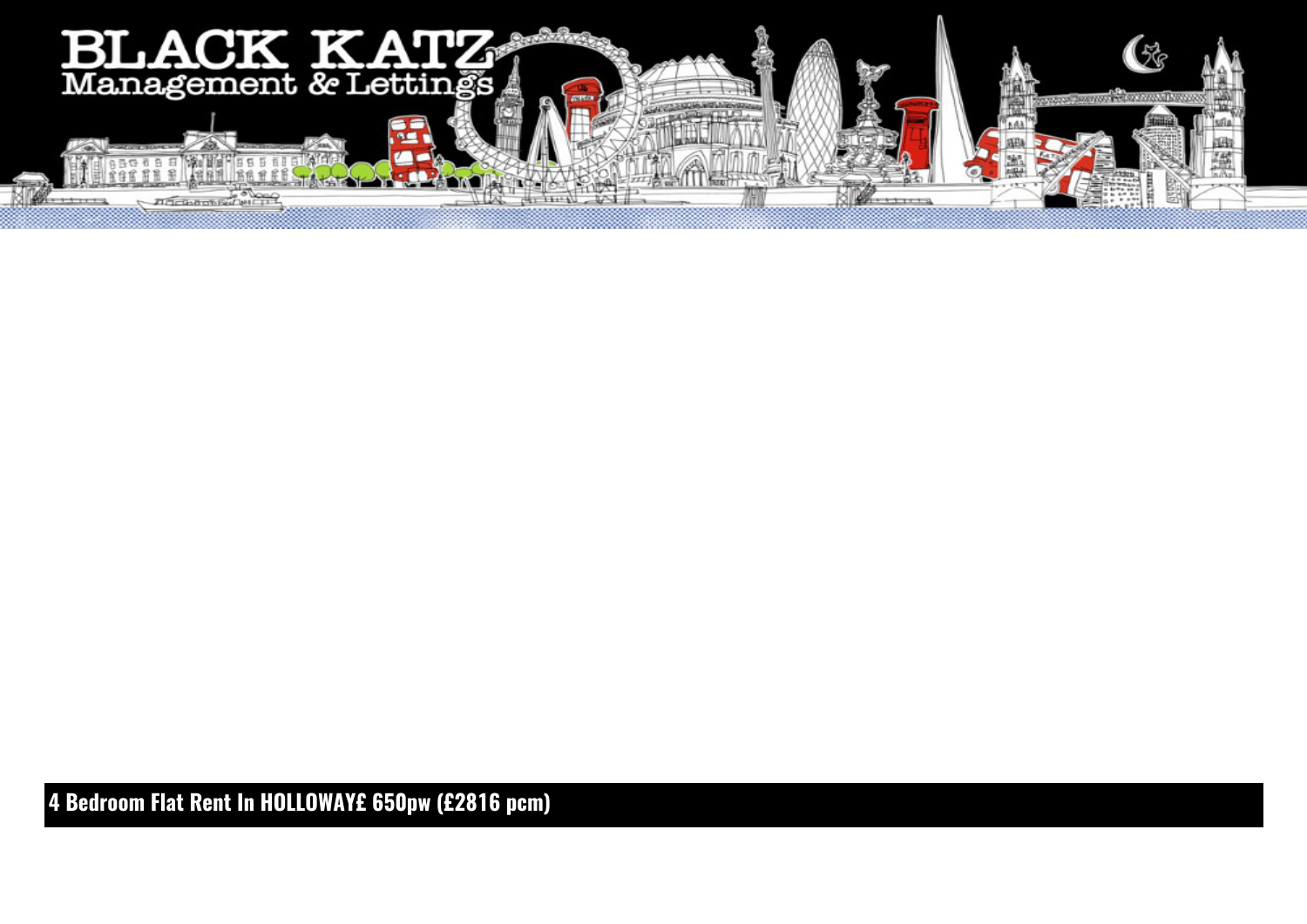**BLACK KATZ**
Management & Lettings

**4 Bedroom Flat Rent In HOLLOWAY£ 650pw (£2816 pcm)**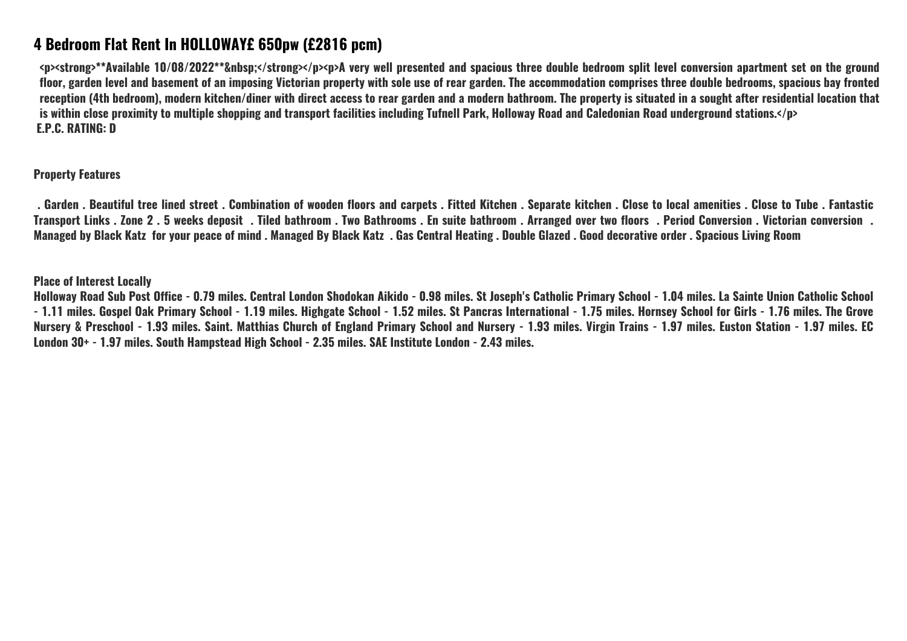# 4 Bedroom Flat Rent In HOLLOWAY£ 650pw (£2816 pcm)

<p><strong>**Available 10/08/2022**&nbsp;</strong></p><p>A very well presented and spacious three double bedroom split level conversion apartment set on the ground floor, garden level and basement of an imposing Victorian property with sole use of rear garden. The accommodation comprises three double bedrooms, spacious bay fronted reception (4th bedroom), modern kitchen/diner with direct access to rear garden and a modern bathroom. The property is situated in a sought after residential location that is within close proximity to multiple shopping and transport facilities including Tufnell Park, Holloway Road and Caledonian Road underground stations.</p>
E.P.C. RATING: D

**Property Features**

. Garden . Beautiful tree lined street . Combination of wooden floors and carpets . Fitted Kitchen . Separate kitchen . Close to local amenities . Close to Tube . Fantastic Transport Links . Zone 2 . 5 weeks deposit . Tiled bathroom . Two Bathrooms . En suite bathroom . Arranged over two floors . Period Conversion . Victorian conversion . Managed by Black Katz for your peace of mind . Managed By Black Katz . Gas Central Heating . Double Glazed . Good decorative order . Spacious Living Room

**Place of Interest Locally**

Holloway Road Sub Post Office - 0.79 miles. Central London Shodokan Aikido - 0.98 miles. St Joseph's Catholic Primary School - 1.04 miles. La Sainte Union Catholic School - 1.11 miles. Gospel Oak Primary School - 1.19 miles. Highgate School - 1.52 miles. St Pancras International - 1.75 miles. Hornsey School for Girls - 1.76 miles. The Grove Nursery & Preschool - 1.93 miles. Saint. Matthias Church of England Primary School and Nursery - 1.93 miles. Virgin Trains - 1.97 miles. Euston Station - 1.97 miles. EC London 30+ - 1.97 miles. South Hampstead High School - 2.35 miles. SAE Institute London - 2.43 miles.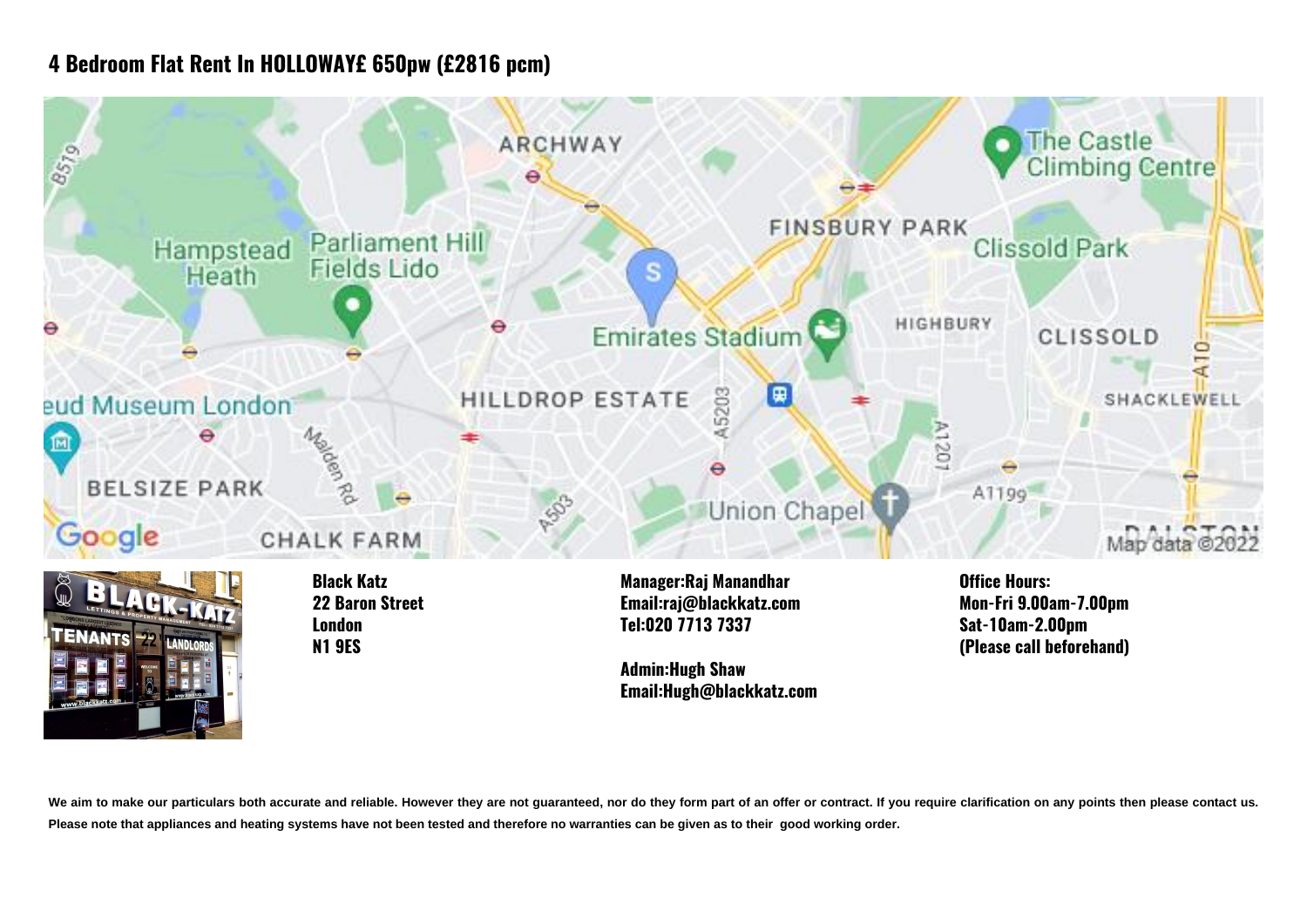## 4 Bedroom Flat Rent In HOLLOWAY£ 650pw (£2816 pcm)

**Black Katz**
**22 Baron Street**
**London**
**N1 9ES**

**Manager:Raj Manandhar**
**Email:raj@blackkatz.com**
**Tel:020 7713 7337**

**Admin:Hugh Shaw**
**Email:Hugh@blackkatz.com**

**Office Hours:**
**Mon-Fri 9.00am-7.00pm**
**Sat-10am-2.00pm**
**(Please call beforehand)**

**We aim to make our particulars both accurate and reliable. However they are not guaranteed, nor do they form part of an offer or contract. If you require clarification on any points then please contact us. Please note that appliances and heating systems have not been tested and therefore no warranties can be given as to their good working order.**